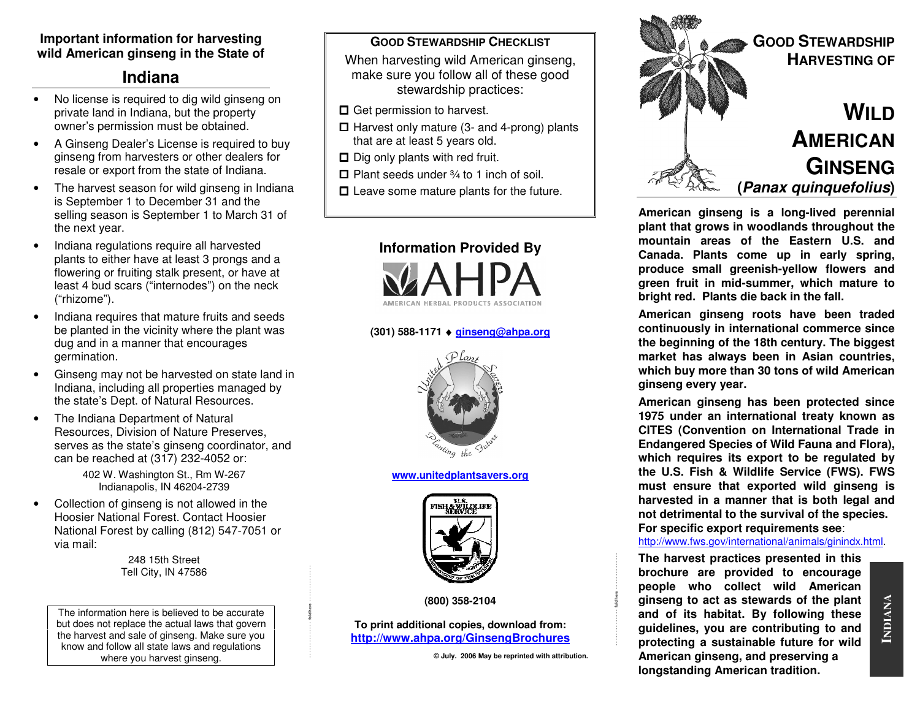## Important information for harvesting wild American ginseng in the State of

## Indiana

- No license is required to dig wild ginseng on private land in Indiana, but the property owner's permission must be obtained.
- A Ginseng Dealer's License is required to buy ginseng from harvesters or other dealers for resale or export from the state of Indiana.
- The harvest season for wild ginseng in Indiana is September 1 to December 31 and the selling season is September 1 to March 31 of the next year.
- Indiana regulations require all harvested plants to either have at least 3 prongs and a flowering or fruiting stalk present, or have at least 4 bud scars ("internodes") on the neck ("rhizome").
- Indiana requires that mature fruits and seeds be planted in the vicinity where the plant was dug and in a manner that encourages germination.
- Ginseng may not be harvested on state land in Indiana, including all properties managed by the state's Dept. of Natural Resources.
- The Indiana Department of Natural Resources, Division of Nature Preserves, serves as the state's ginseng coordinator, and can be reached at (317) 232-4052 or:

  402 W. Washington St., Rm W-267
  Indianapolis, IN 46204-2739

- Collection of ginseng is not allowed in the Hoosier National Forest. Contact Hoosier National Forest by calling (812) 547-7051 or via mail:

  248 15th Street
  Tell City, IN 47586

> The information here is believed to be accurate but does not replace the actual laws that govern the harvest and sale of ginseng. Make sure you know and follow all state laws and regulations where you harvest ginseng.

## Good Stewardship Checklist

When harvesting wild American ginseng, make sure you follow all of these good stewardship practices:

- ☐ Get permission to harvest.
- ☐ Harvest only mature (3- and 4-prong) plants that are at least 5 years old.
- ☐ Dig only plants with red fruit.
- ☐ Plant seeds under ¾ to 1 inch of soil.
- ☐ Leave some mature plants for the future.

### Information Provided By

AHPA
AMERICAN HERBAL PRODUCTS ASSOCIATION

**(301) 588-1171 ♦ ginseng@ahpa.org**

United Plant Savers
Planting the Future

**www.unitedplantsavers.org**

U.S. Fish & Wildlife Service

**(800) 358-2104**

**To print additional copies, download from:**
**http://www.ahpa.org/GinsengBrochures**

**© July. 2006 May be reprinted with attribution.**

# Good Stewardship Harvesting of Wild American Ginseng (*Panax quinquefolius*)

**American ginseng is a long-lived perennial plant that grows in woodlands throughout the mountain areas of the Eastern U.S. and Canada. Plants come up in early spring, produce small greenish-yellow flowers and green fruit in mid-summer, which mature to bright red. Plants die back in the fall.**

**American ginseng roots have been traded continuously in international commerce since the beginning of the 18th century. The biggest market has always been in Asian countries, which buy more than 30 tons of wild American ginseng every year.**

**American ginseng has been protected since 1975 under an international treaty known as CITES (Convention on International Trade in Endangered Species of Wild Fauna and Flora), which requires its export to be regulated by the U.S. Fish & Wildlife Service (FWS). FWS must ensure that exported wild ginseng is harvested in a manner that is both legal and not detrimental to the survival of the species. For specific export requirements see**: http://www.fws.gov/international/animals/ginindx.html.

**The harvest practices presented in this brochure are provided to encourage people who collect wild American ginseng to act as stewards of the plant and of its habitat. By following these guidelines, you are contributing to and protecting a sustainable future for wild American ginseng, and preserving a longstanding American tradition.**

INDIANA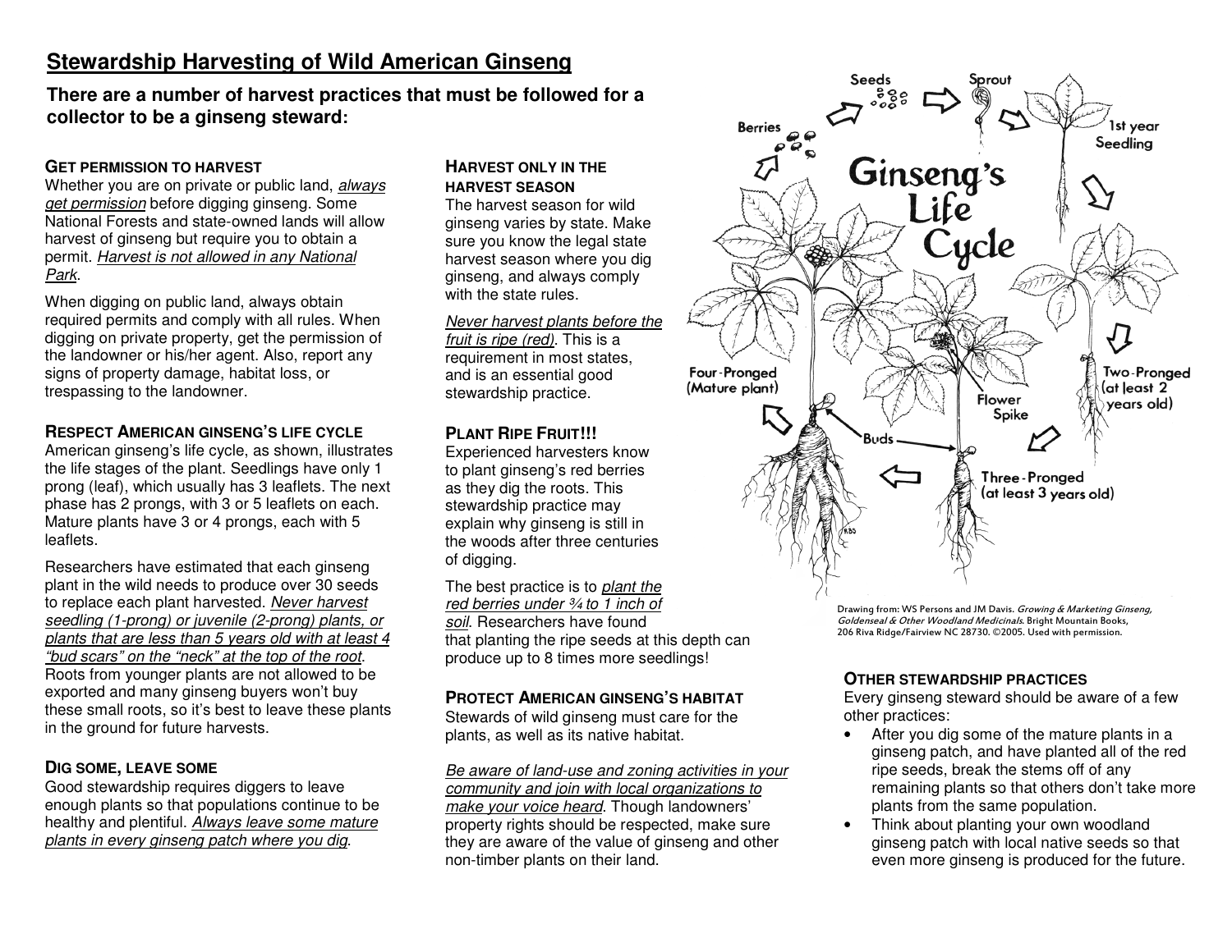# Stewardship Harvesting of Wild American Ginseng

**There are a number of harvest practices that must be followed for a collector to be a ginseng steward:**

### GET PERMISSION TO HARVEST

Whether you are on private or public land, *always get permission* before digging ginseng. Some National Forests and state-owned lands will allow harvest of ginseng but require you to obtain a permit. *Harvest is not allowed in any National Park*.

When digging on public land, always obtain required permits and comply with all rules. When digging on private property, get the permission of the landowner or his/her agent. Also, report any signs of property damage, habitat loss, or trespassing to the landowner.

### RESPECT AMERICAN GINSENG'S LIFE CYCLE

American ginseng's life cycle, as shown, illustrates the life stages of the plant. Seedlings have only 1 prong (leaf), which usually has 3 leaflets. The next phase has 2 prongs, with 3 or 5 leaflets on each. Mature plants have 3 or 4 prongs, each with 5 leaflets.

Researchers have estimated that each ginseng plant in the wild needs to produce over 30 seeds to replace each plant harvested. *Never harvest seedling (1-prong) or juvenile (2-prong) plants, or plants that are less than 5 years old with at least 4 "bud scars" on the "neck" at the top of the root*. Roots from younger plants are not allowed to be exported and many ginseng buyers won't buy these small roots, so it's best to leave these plants in the ground for future harvests.

### DIG SOME, LEAVE SOME

Good stewardship requires diggers to leave enough plants so that populations continue to be healthy and plentiful. *Always leave some mature plants in every ginseng patch where you dig*.

### HARVEST ONLY IN THE HARVEST SEASON

The harvest season for wild ginseng varies by state. Make sure you know the legal state harvest season where you dig ginseng, and always comply with the state rules.

*Never harvest plants before the fruit is ripe (red)*. This is a requirement in most states, and is an essential good stewardship practice.

### PLANT RIPE FRUIT!!!

Experienced harvesters know to plant ginseng's red berries as they dig the roots. This stewardship practice may explain why ginseng is still in the woods after three centuries of digging.

The best practice is to *plant the red berries under ¾ to 1 inch of soil*. Researchers have found that planting the ripe seeds at this depth can produce up to 8 times more seedlings!

### PROTECT AMERICAN GINSENG'S HABITAT

Stewards of wild ginseng must care for the plants, as well as its native habitat.

*Be aware of land-use and zoning activities in your community and join with local organizations to make your voice heard*. Though landowners' property rights should be respected, make sure they are aware of the value of ginseng and other non-timber plants on their land.

Ginseng's Life Cycle

Berries
Seeds
Sprout
1st year Seedling
Two-Pronged (at least 2 years old)
Three-Pronged (at least 3 years old)
Flower Spike
Buds
Four-Pronged (Mature plant)

Drawing from: WS Persons and JM Davis. *Growing & Marketing Ginseng, Goldenseal & Other Woodland Medicinals*. Bright Mountain Books, 206 Riva Ridge/Fairview NC 28730. ©2005. Used with permission.

### OTHER STEWARDSHIP PRACTICES

Every ginseng steward should be aware of a few other practices:

- After you dig some of the mature plants in a ginseng patch, and have planted all of the red ripe seeds, break the stems off of any remaining plants so that others don't take more plants from the same population.
- Think about planting your own woodland ginseng patch with local native seeds so that even more ginseng is produced for the future.